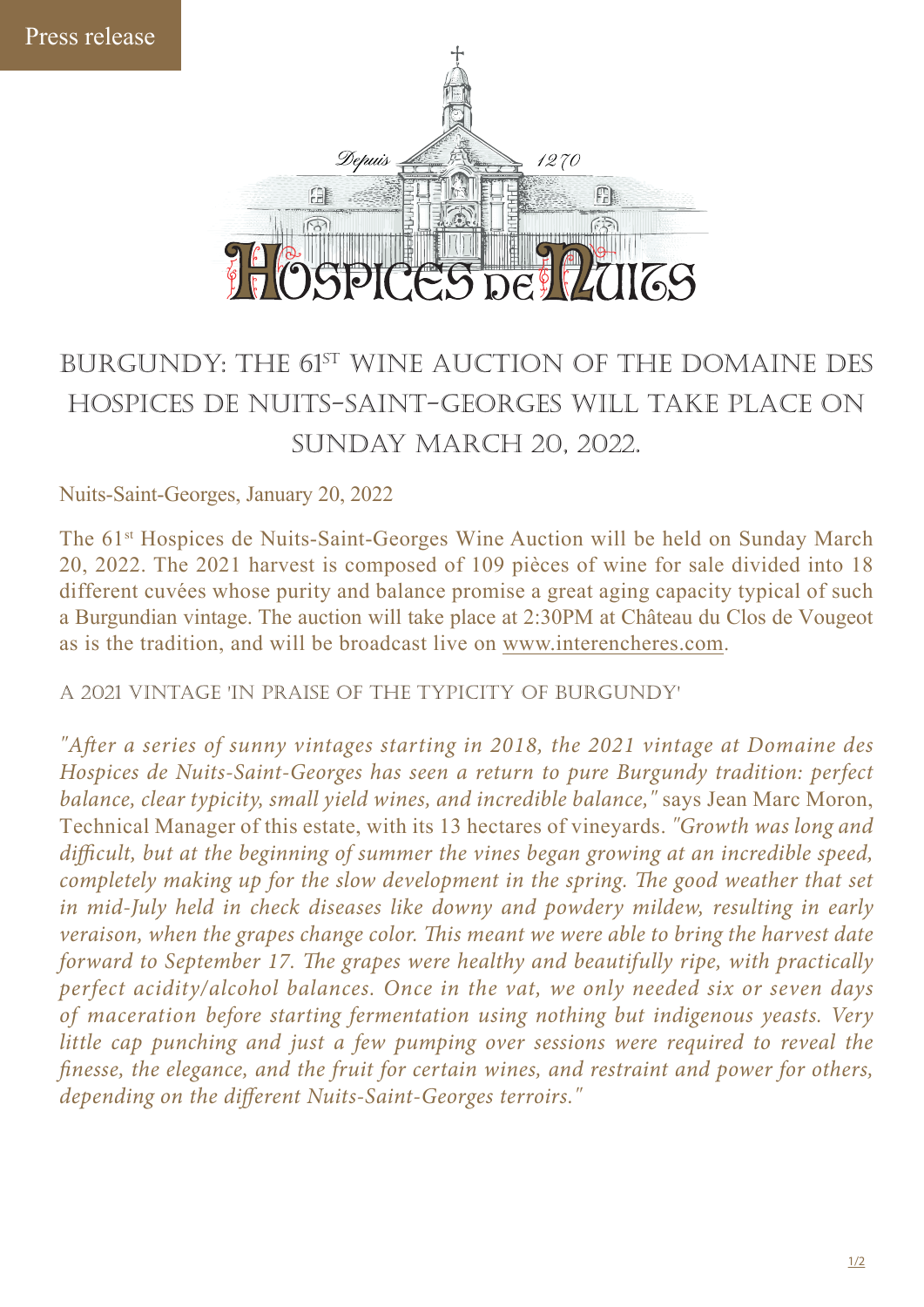Press release

# Burgundy: the 61st wine auction of the Domaine des Hospices de Nuits-Saint-Georges will take place on Sunday March 20, 2022.

Nuits-Saint-Georges, January 20, 2022

The 61st Hospices de Nuits-Saint-Georges Wine Auction will be held on Sunday March 20, 2022. The 2021 harvest is composed of 109 pièces of wine for sale divided into 18 different cuvées whose purity and balance promise a great aging capacity typical of such a Burgundian vintage. The auction will take place at 2:30PM at Château du Clos de Vougeot as is the tradition, and will be broadcast live on www.interencheres.com.

## A 2021 vintage 'in praise of the typicity of Burgundy'

*"After a series of sunny vintages starting in 2018, the 2021 vintage at Domaine des Hospices de Nuits-Saint-Georges has seen a return to pure Burgundy tradition: perfect balance, clear typicity, small yield wines, and incredible balance,"* says Jean Marc Moron, Technical Manager of this estate, with its 13 hectares of vineyards. *"Growth was long and difficult, but at the beginning of summer the vines began growing at an incredible speed, completely making up for the slow development in the spring. The good weather that set in mid-July held in check diseases like downy and powdery mildew, resulting in early veraison, when the grapes change color. This meant we were able to bring the harvest date forward to September 17. The grapes were healthy and beautifully ripe, with practically perfect acidity/alcohol balances. Once in the vat, we only needed six or seven days of maceration before starting fermentation using nothing but indigenous yeasts. Very little cap punching and just a few pumping over sessions were required to reveal the finesse, the elegance, and the fruit for certain wines, and restraint and power for others, depending on the different Nuits-Saint-Georges terroirs."*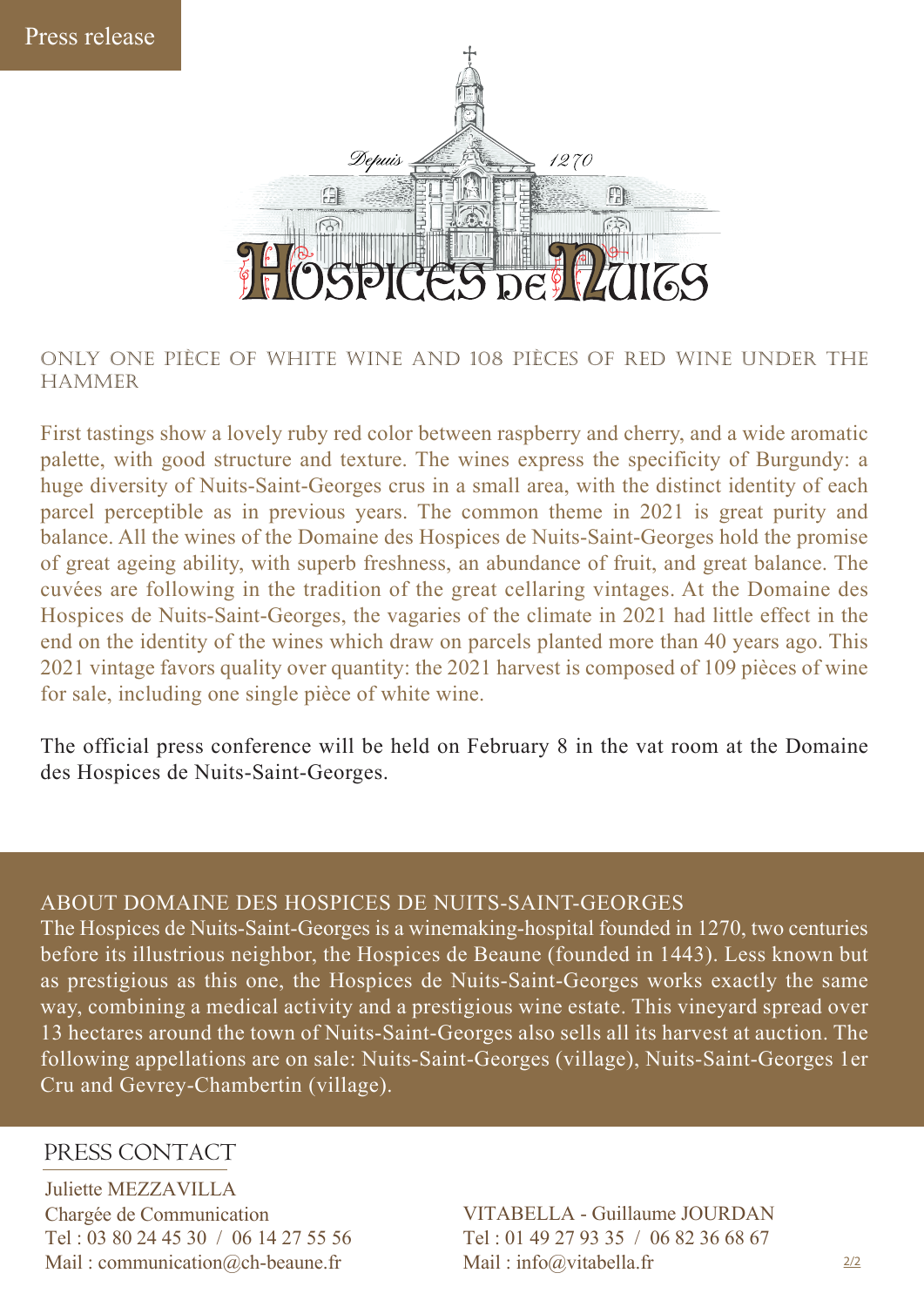Press release

Depuis 1270

HOSPICES DE NUITS

## ONLY ONE PIÈCE OF WHITE WINE AND 108 PIÈCES OF RED WINE UNDER THE HAMMER

First tastings show a lovely ruby red color between raspberry and cherry, and a wide aromatic palette, with good structure and texture. The wines express the specificity of Burgundy: a huge diversity of Nuits-Saint-Georges crus in a small area, with the distinct identity of each parcel perceptible as in previous years. The common theme in 2021 is great purity and balance. All the wines of the Domaine des Hospices de Nuits-Saint-Georges hold the promise of great ageing ability, with superb freshness, an abundance of fruit, and great balance. The cuvées are following in the tradition of the great cellaring vintages. At the Domaine des Hospices de Nuits-Saint-Georges, the vagaries of the climate in 2021 had little effect in the end on the identity of the wines which draw on parcels planted more than 40 years ago. This 2021 vintage favors quality over quantity: the 2021 harvest is composed of 109 pièces of wine for sale, including one single pièce of white wine.

The official press conference will be held on February 8 in the vat room at the Domaine des Hospices de Nuits-Saint-Georges.

## ABOUT DOMAINE DES HOSPICES DE NUITS-SAINT-GEORGES

The Hospices de Nuits-Saint-Georges is a winemaking-hospital founded in 1270, two centuries before its illustrious neighbor, the Hospices de Beaune (founded in 1443). Less known but as prestigious as this one, the Hospices de Nuits-Saint-Georges works exactly the same way, combining a medical activity and a prestigious wine estate. This vineyard spread over 13 hectares around the town of Nuits-Saint-Georges also sells all its harvest at auction. The following appellations are on sale: Nuits-Saint-Georges (village), Nuits-Saint-Georges 1er Cru and Gevrey-Chambertin (village).

## PRESS CONTACT

Juliette MEZZAVILLA
Chargée de Communication
Tel : 03 80 24 45 30 / 06 14 27 55 56
Mail : communication@ch-beaune.fr

VITABELLA - Guillaume JOURDAN
Tel : 01 49 27 93 35 / 06 82 36 68 67
Mail : info@vitabella.fr